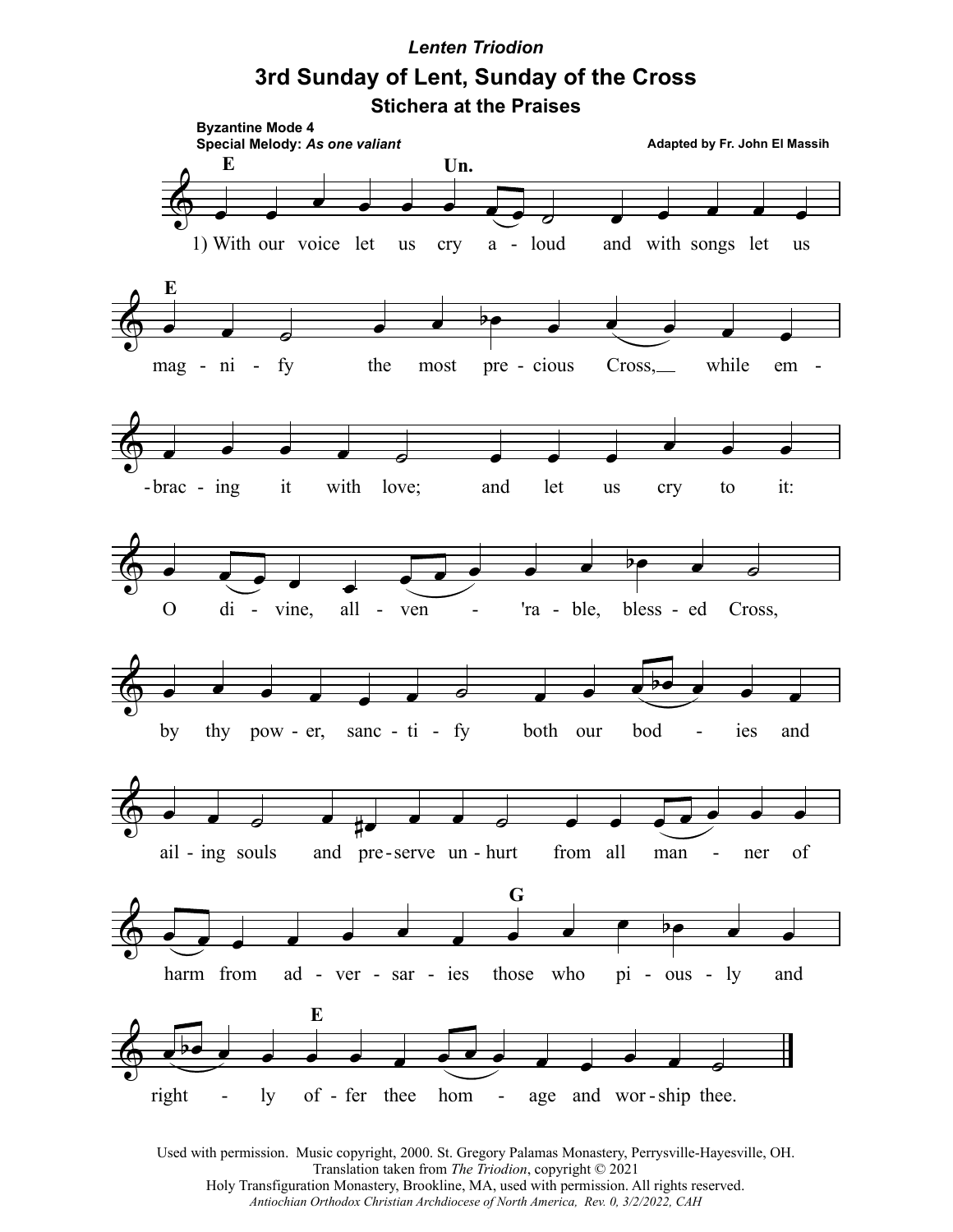*Lenten Triodion*

# 3rd Sunday of Lent, Sunday of the Cross

## Stichera at the Praises

**Byzantine Mode 4**
**Special Melody:** ***As one valiant***

**Adapted by Fr. John El Massih**

1) With our voice let us cry aloud and with songs let us magnify the most precious Cross, while embracing it with love; and let us cry to it: O divine, all-ven'rable, blessed Cross, by thy power, sanctify both our bodies and ailing souls and preserve unhurt from all manner of harm from adversaries those who piously and rightly offer thee homage and worship thee.

Used with permission. Music copyright, 2000. St. Gregory Palamas Monastery, Perrysville-Hayesville, OH.
Translation taken from *The Triodion*, copyright © 2021
Holy Transfiguration Monastery, Brookline, MA, used with permission. All rights reserved.
*Antiochian Orthodox Christian Archdiocese of North America, Rev. 0, 3/2/2022, CAH*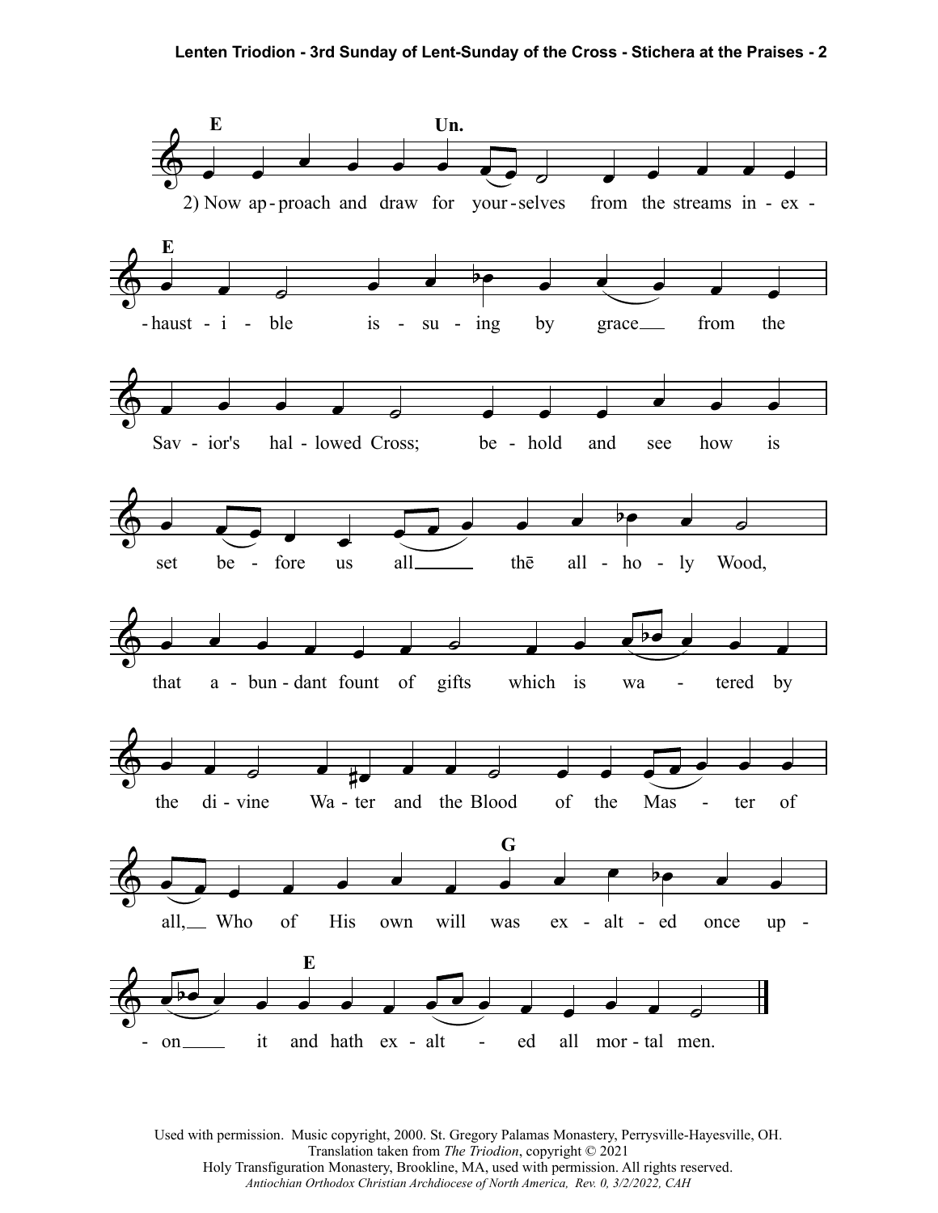Lenten Triodion - 3rd Sunday of Lent-Sunday of the Cross - Stichera at the Praises - 2

E — Un.

2) Now ap-proach and draw for your-selves from the streams in-ex-

E

-haust-i-ble is-su-ing by grace___ from the

Sav-ior's hal-lowed Cross; be-hold and see how is

set be-fore us all_____ thē all-ho-ly Wood,

that a-bun-dant fount of gifts which is wa - tered by

the di-vine Wa-ter and the Blood of the Mas - ter of

G

all,__ Who of His own will was ex-alt-ed once up-

E

-on____ it and hath ex-alt - ed all mor-tal men.

Used with permission. Music copyright, 2000. St. Gregory Palamas Monastery, Perrysville-Hayesville, OH.
Translation taken from *The Triodion*, copyright © 2021
Holy Transfiguration Monastery, Brookline, MA, used with permission. All rights reserved.
*Antiochian Orthodox Christian Archdiocese of North America, Rev. 0, 3/2/2022, CAH*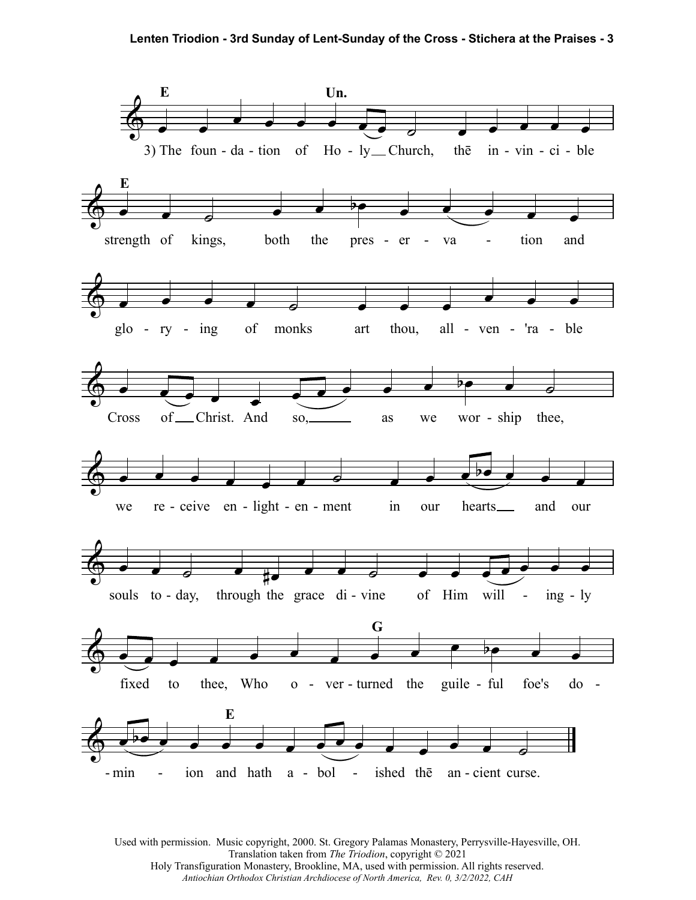3) The foun - da - tion of Ho - ly __ Church, thē in - vin - ci - ble

strength of kings, both the pres - er - va - tion and

glo - ry - ing of monks art thou, all - ven - 'ra - ble

Cross of __ Christ. And so, ____ as we wor - ship thee,

we re - ceive en - light - en - ment in our hearts __ and our

souls to - day, through the grace di - vine of Him will - ing - ly

fixed to thee, Who o - ver - turned the guile - ful foe's do -

- min - ion and hath a - bol - ished thē an - cient curse.

Used with permission. Music copyright, 2000. St. Gregory Palamas Monastery, Perrysville-Hayesville, OH.
Translation taken from *The Triodion*, copyright © 2021
Holy Transfiguration Monastery, Brookline, MA, used with permission. All rights reserved.
*Antiochian Orthodox Christian Archdiocese of North America, Rev. 0, 3/2/2022, CAH*